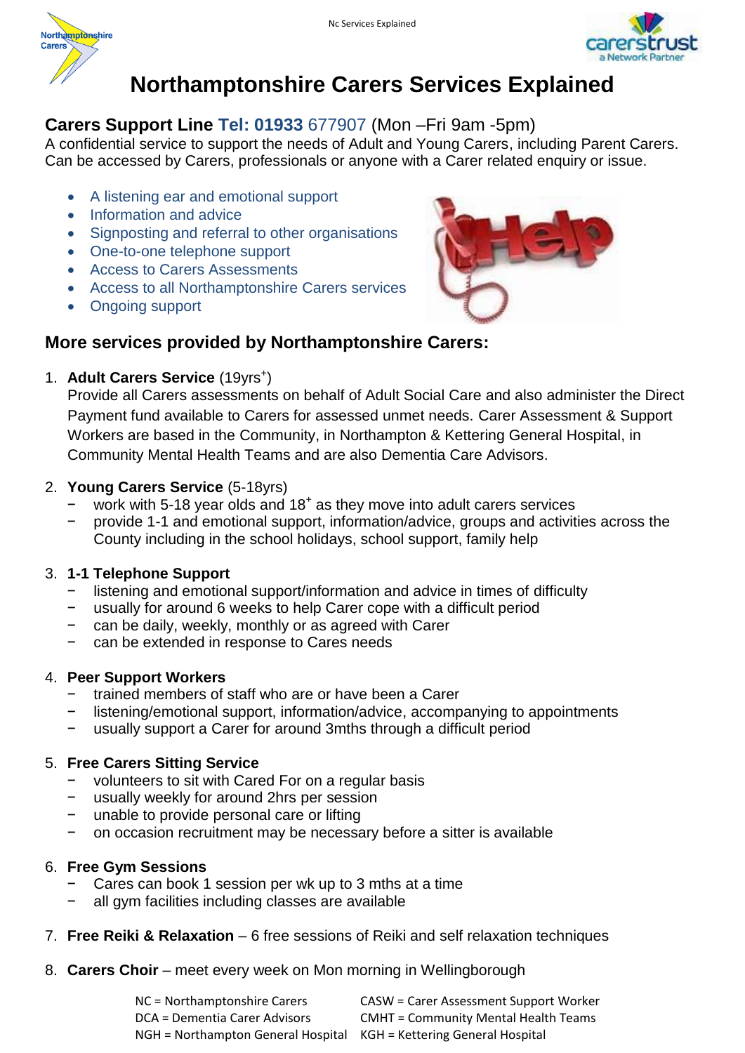# Northamptonshire Carers Services Explained

**Carers Support Line** Tel: 01933 677907 (Mon –Fri 9am -5pm)
A confidential service to support the needs of Adult and Young Carers, including Parent Carers. Can be accessed by Carers, professionals or anyone with a Carer related enquiry or issue.

- A listening ear and emotional support
- Information and advice
- Signposting and referral to other organisations
- One-to-one telephone support
- Access to Carers Assessments
- Access to all Northamptonshire Carers services
- Ongoing support

## More services provided by Northamptonshire Carers:

1. **Adult Carers Service** (19yrs+)
   Provide all Carers assessments on behalf of Adult Social Care and also administer the Direct Payment fund available to Carers for assessed unmet needs. Carer Assessment & Support Workers are based in the Community, in Northampton & Kettering General Hospital, in Community Mental Health Teams and are also Dementia Care Advisors.

2. **Young Carers Service** (5-18yrs)
   - work with 5-18 year olds and 18+ as they move into adult carers services
   - provide 1-1 and emotional support, information/advice, groups and activities across the County including in the school holidays, school support, family help

3. **1-1 Telephone Support**
   - listening and emotional support/information and advice in times of difficulty
   - usually for around 6 weeks to help Carer cope with a difficult period
   - can be daily, weekly, monthly or as agreed with Carer
   - can be extended in response to Cares needs

4. **Peer Support Workers**
   - trained members of staff who are or have been a Carer
   - listening/emotional support, information/advice, accompanying to appointments
   - usually support a Carer for around 3mths through a difficult period

5. **Free Carers Sitting Service**
   - volunteers to sit with Cared For on a regular basis
   - usually weekly for around 2hrs per session
   - unable to provide personal care or lifting
   - on occasion recruitment may be necessary before a sitter is available

6. **Free Gym Sessions**
   - Cares can book 1 session per wk up to 3 mths at a time
   - all gym facilities including classes are available

7. **Free Reiki & Relaxation** – 6 free sessions of Reiki and self relaxation techniques

8. **Carers Choir** – meet every week on Mon morning in Wellingborough

NC = Northamptonshire Carers
DCA = Dementia Carer Advisors
NGH = Northampton General Hospital
CASW = Carer Assessment Support Worker
CMHT = Community Mental Health Teams
KGH = Kettering General Hospital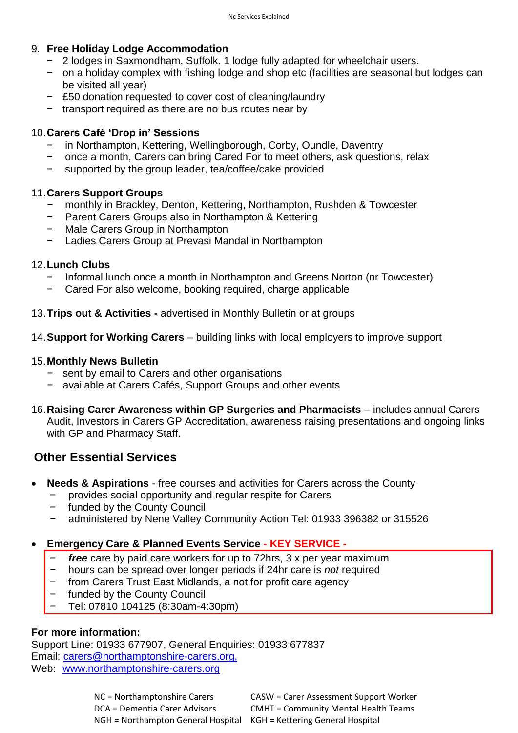9. **Free Holiday Lodge Accommodation**
   - 2 lodges in Saxmondham, Suffolk. 1 lodge fully adapted for wheelchair users.
   - on a holiday complex with fishing lodge and shop etc (facilities are seasonal but lodges can be visited all year)
   - £50 donation requested to cover cost of cleaning/laundry
   - transport required as there are no bus routes near by

10. **Carers Café 'Drop in' Sessions**
    - in Northampton, Kettering, Wellingborough, Corby, Oundle, Daventry
    - once a month, Carers can bring Cared For to meet others, ask questions, relax
    - supported by the group leader, tea/coffee/cake provided

11. **Carers Support Groups**
    - monthly in Brackley, Denton, Kettering, Northampton, Rushden & Towcester
    - Parent Carers Groups also in Northampton & Kettering
    - Male Carers Group in Northampton
    - Ladies Carers Group at Prevasi Mandal in Northampton

12. **Lunch Clubs**
    - Informal lunch once a month in Northampton and Greens Norton (nr Towcester)
    - Cared For also welcome, booking required, charge applicable

13. **Trips out & Activities -** advertised in Monthly Bulletin or at groups

14. **Support for Working Carers** – building links with local employers to improve support

15. **Monthly News Bulletin**
    - sent by email to Carers and other organisations
    - available at Carers Cafés, Support Groups and other events

16. **Raising Carer Awareness within GP Surgeries and Pharmacists** – includes annual Carers Audit, Investors in Carers GP Accreditation, awareness raising presentations and ongoing links with GP and Pharmacy Staff.

## Other Essential Services

- **Needs & Aspirations** - free courses and activities for Carers across the County
  - provides social opportunity and regular respite for Carers
  - funded by the County Council
  - administered by Nene Valley Community Action Tel: 01933 396382 or 315526

- **Emergency Care & Planned Events Service - KEY SERVICE -**
  - ***free*** care by paid care workers for up to 72hrs, 3 x per year maximum
  - hours can be spread over longer periods if 24hr care is *not* required
  - from Carers Trust East Midlands, a not for profit care agency
  - funded by the County Council
  - Tel: 07810 104125 (8:30am-4:30pm)

**For more information:**
Support Line: 01933 677907, General Enquiries: 01933 677837
Email: carers@northamptonshire-carers.org,
Web: www.northamptonshire-carers.org

NC = Northamptonshire Carers
DCA = Dementia Carer Advisors
NGH = Northampton General Hospital
CASW = Carer Assessment Support Worker
CMHT = Community Mental Health Teams
KGH = Kettering General Hospital